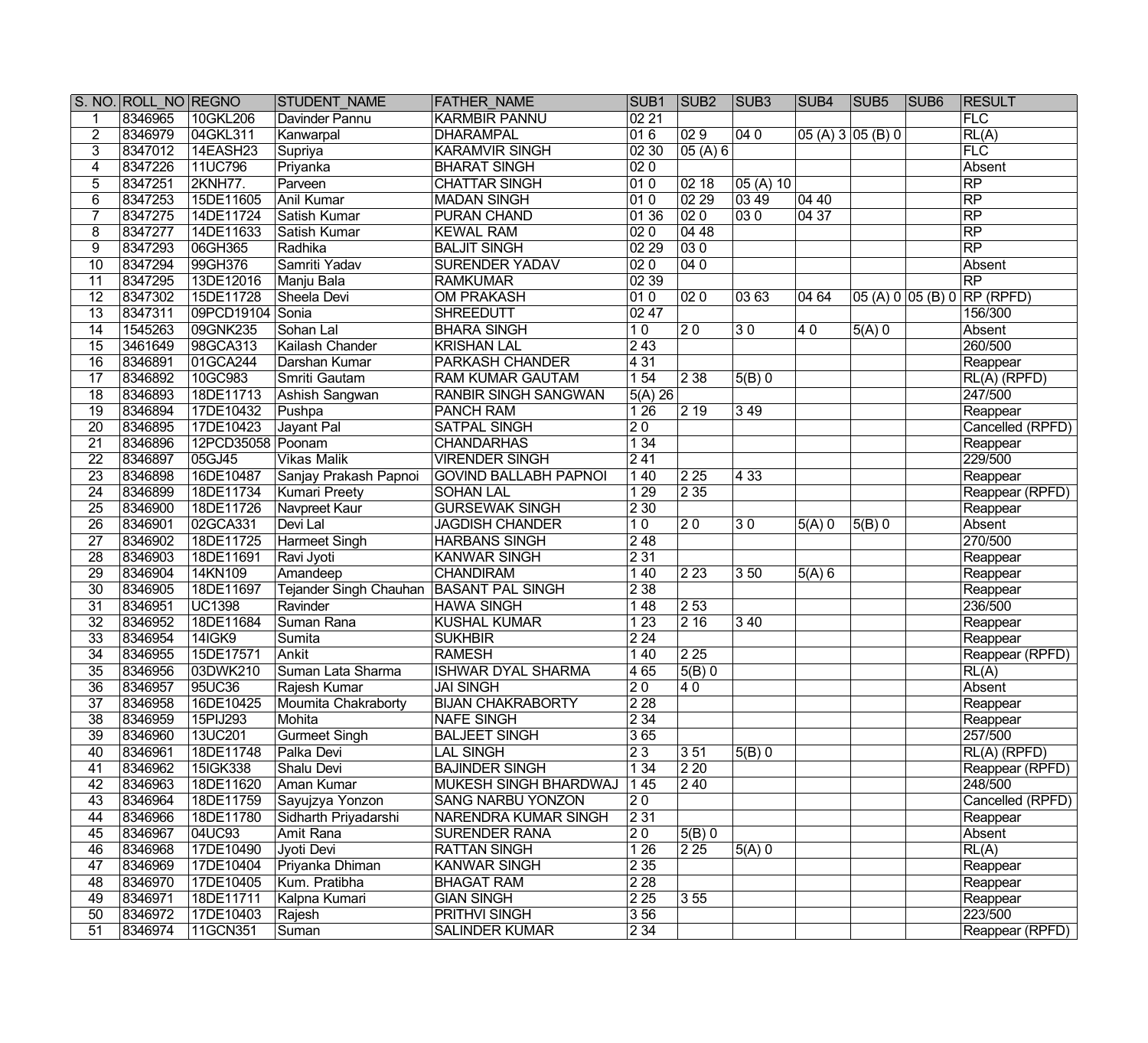| S. NO. | ROLL_NO | REGNO | STUDENT_NAME | FATHER_NAME | SUB1 | SUB2 | SUB3 | SUB4 | SUB5 | SUB6 | RESULT |
|---|---|---|---|---|---|---|---|---|---|---|---|
| 1 | 8346965 | 10GKL206 | Davinder Pannu | KARMBIR PANNU | 02 21 | | | | | | FLC |
| 2 | 8346979 | 04GKL311 | Kanwarpal | DHARAMPAL | 01 6 | 02 9 | 04 0 | 05 (A) 3 | 05 (B) 0 | | RL(A) |
| 3 | 8347012 | 14EASH23 | Supriya | KARAMVIR SINGH | 02 30 | 05 (A) 6 | | | | | FLC |
| 4 | 8347226 | 11UC796 | Priyanka | BHARAT SINGH | 02 0 | | | | | | Absent |
| 5 | 8347251 | 2KNH77. | Parveen | CHATTAR SINGH | 01 0 | 02 18 | 05 (A) 10 | | | | RP |
| 6 | 8347253 | 15DE11605 | Anil Kumar | MADAN SINGH | 01 0 | 02 29 | 03 49 | 04 40 | | | RP |
| 7 | 8347275 | 14DE11724 | Satish Kumar | PURAN CHAND | 01 36 | 02 0 | 03 0 | 04 37 | | | RP |
| 8 | 8347277 | 14DE11633 | Satish Kumar | KEWAL RAM | 02 0 | 04 48 | | | | | RP |
| 9 | 8347293 | 06GH365 | Radhika | BALJIT SINGH | 02 29 | 03 0 | | | | | RP |
| 10 | 8347294 | 99GH376 | Samriti Yadav | SURENDER YADAV | 02 0 | 04 0 | | | | | Absent |
| 11 | 8347295 | 13DE12016 | Manju Bala | RAMKUMAR | 02 39 | | | | | | RP |
| 12 | 8347302 | 15DE11728 | Sheela Devi | OM PRAKASH | 01 0 | 02 0 | 03 63 | 04 64 | 05 (A) 0 | 05 (B) 0 | RP (RPFD) |
| 13 | 8347311 | 09PCD19104 | Sonia | SHREEDUTT | 02 47 | | | | | | 156/300 |
| 14 | 1545263 | 09GNK235 | Sohan Lal | BHARA SINGH | 1 0 | 2 0 | 3 0 | 4 0 | 5(A) 0 | | Absent |
| 15 | 3461649 | 98GCA313 | Kailash Chander | KRISHAN LAL | 2 43 | | | | | | 260/500 |
| 16 | 8346891 | 01GCA244 | Darshan Kumar | PARKASH CHANDER | 4 31 | | | | | | Reappear |
| 17 | 8346892 | 10GC983 | Smriti Gautam | RAM KUMAR GAUTAM | 1 54 | 2 38 | 5(B) 0 | | | | RL(A) (RPFD) |
| 18 | 8346893 | 18DE11713 | Ashish Sangwan | RANBIR SINGH SANGWAN | 5(A) 26 | | | | | | 247/500 |
| 19 | 8346894 | 17DE10432 | Pushpa | PANCH RAM | 1 26 | 2 19 | 3 49 | | | | Reappear |
| 20 | 8346895 | 17DE10423 | Jayant Pal | SATPAL SINGH | 2 0 | | | | | | Cancelled (RPFD) |
| 21 | 8346896 | 12PCD35058 | Poonam | CHANDARHAS | 1 34 | | | | | | Reappear |
| 22 | 8346897 | 05GJ45 | Vikas Malik | VIRENDER SINGH | 2 41 | | | | | | 229/500 |
| 23 | 8346898 | 16DE10487 | Sanjay Prakash Papnoi | GOVIND BALLABH PAPNOI | 1 40 | 2 25 | 4 33 | | | | Reappear |
| 24 | 8346899 | 18DE11734 | Kumari Preety | SOHAN LAL | 1 29 | 2 35 | | | | | Reappear (RPFD) |
| 25 | 8346900 | 18DE11726 | Navpreet Kaur | GURSEWAK SINGH | 2 30 | | | | | | Reappear |
| 26 | 8346901 | 02GCA331 | Devi Lal | JAGDISH CHANDER | 1 0 | 2 0 | 3 0 | 5(A) 0 | 5(B) 0 | | Absent |
| 27 | 8346902 | 18DE11725 | Harmeet Singh | HARBANS SINGH | 2 48 | | | | | | 270/500 |
| 28 | 8346903 | 18DE11691 | Ravi Jyoti | KANWAR SINGH | 2 31 | | | | | | Reappear |
| 29 | 8346904 | 14KN109 | Amandeep | CHANDIRAM | 1 40 | 2 23 | 3 50 | 5(A) 6 | | | Reappear |
| 30 | 8346905 | 18DE11697 | Tejander Singh Chauhan | BASANT PAL SINGH | 2 38 | | | | | | Reappear |
| 31 | 8346951 | UC1398 | Ravinder | HAWA SINGH | 1 48 | 2 53 | | | | | 236/500 |
| 32 | 8346952 | 18DE11684 | Suman Rana | KUSHAL KUMAR | 1 23 | 2 16 | 3 40 | | | | Reappear |
| 33 | 8346954 | 14IGK9 | Sumita | SUKHBIR | 2 24 | | | | | | Reappear |
| 34 | 8346955 | 15DE17571 | Ankit | RAMESH | 1 40 | 2 25 | | | | | Reappear (RPFD) |
| 35 | 8346956 | 03DWK210 | Suman Lata Sharma | ISHWAR DYAL SHARMA | 4 65 | 5(B) 0 | | | | | RL(A) |
| 36 | 8346957 | 95UC36 | Rajesh Kumar | JAI SINGH | 2 0 | 4 0 | | | | | Absent |
| 37 | 8346958 | 16DE10425 | Moumita Chakraborty | BIJAN CHAKRABORTY | 2 28 | | | | | | Reappear |
| 38 | 8346959 | 15PIJ293 | Mohita | NAFE SINGH | 2 34 | | | | | | Reappear |
| 39 | 8346960 | 13UC201 | Gurmeet Singh | BALJEET SINGH | 3 65 | | | | | | 257/500 |
| 40 | 8346961 | 18DE11748 | Palka Devi | LAL SINGH | 2 3 | 3 51 | 5(B) 0 | | | | RL(A) (RPFD) |
| 41 | 8346962 | 15IGK338 | Shalu Devi | BAJINDER SINGH | 1 34 | 2 20 | | | | | Reappear (RPFD) |
| 42 | 8346963 | 18DE11620 | Aman Kumar | MUKESH SINGH BHARDWAJ | 1 45 | 2 40 | | | | | 248/500 |
| 43 | 8346964 | 18DE11759 | Sayujzya Yonzon | SANG NARBU YONZON | 2 0 | | | | | | Cancelled (RPFD) |
| 44 | 8346966 | 18DE11780 | Sidharth Priyadarshi | NARENDRA KUMAR SINGH | 2 31 | | | | | | Reappear |
| 45 | 8346967 | 04UC93 | Amit Rana | SURENDER RANA | 2 0 | 5(B) 0 | | | | | Absent |
| 46 | 8346968 | 17DE10490 | Jyoti Devi | RATTAN SINGH | 1 26 | 2 25 | 5(A) 0 | | | | RL(A) |
| 47 | 8346969 | 17DE10404 | Priyanka Dhiman | KANWAR SINGH | 2 35 | | | | | | Reappear |
| 48 | 8346970 | 17DE10405 | Kum. Pratibha | BHAGAT RAM | 2 28 | | | | | | Reappear |
| 49 | 8346971 | 18DE11711 | Kalpna Kumari | GIAN SINGH | 2 25 | 3 55 | | | | | Reappear |
| 50 | 8346972 | 17DE10403 | Rajesh | PRITHVI SINGH | 3 56 | | | | | | 223/500 |
| 51 | 8346974 | 11GCN351 | Suman | SALINDER KUMAR | 2 34 | | | | | | Reappear (RPFD) |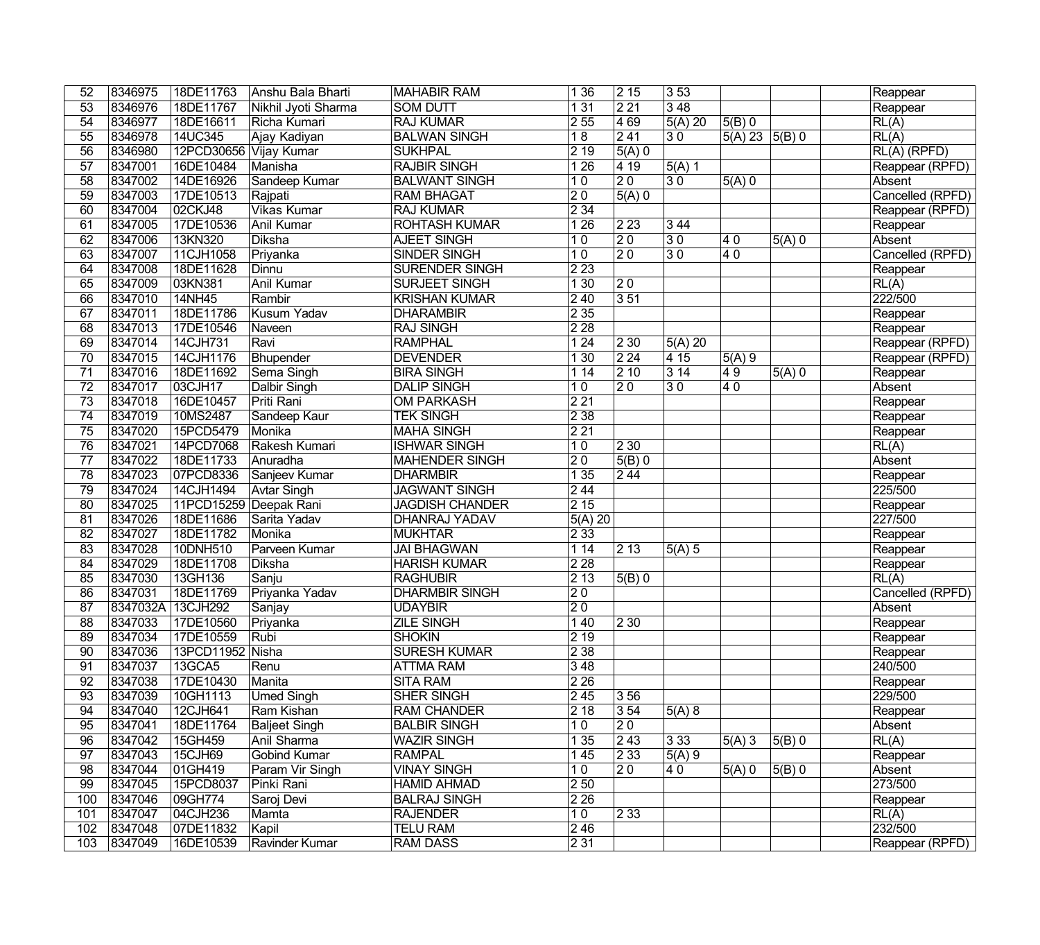| | | | | | | | | | | | |
|---|---|---|---|---|---|---|---|---|---|---|---|
| 52 | 8346975 | 18DE11763 | Anshu Bala Bharti | MAHABIR RAM | 1 36 | 2 15 | 3 53 | | | | Reappear |
| 53 | 8346976 | 18DE11767 | Nikhil Jyoti Sharma | SOM DUTT | 1 31 | 2 21 | 3 48 | | | | Reappear |
| 54 | 8346977 | 18DE16611 | Richa Kumari | RAJ KUMAR | 2 55 | 4 69 | 5(A) 20 | 5(B) 0 | | | RL(A) |
| 55 | 8346978 | 14UC345 | Ajay Kadiyan | BALWAN SINGH | 1 8 | 2 41 | 3 0 | 5(A) 23 | 5(B) 0 | | RL(A) |
| 56 | 8346980 | 12PCD30656 | Vijay Kumar | SUKHPAL | 2 19 | 5(A) 0 | | | | | RL(A) (RPFD) |
| 57 | 8347001 | 16DE10484 | Manisha | RAJBIR SINGH | 1 26 | 4 19 | 5(A) 1 | | | | Reappear (RPFD) |
| 58 | 8347002 | 14DE16926 | Sandeep Kumar | BALWANT SINGH | 1 0 | 2 0 | 3 0 | 5(A) 0 | | | Absent |
| 59 | 8347003 | 17DE10513 | Rajpati | RAM BHAGAT | 2 0 | 5(A) 0 | | | | | Cancelled (RPFD) |
| 60 | 8347004 | 02CKJ48 | Vikas Kumar | RAJ KUMAR | 2 34 | | | | | | Reappear (RPFD) |
| 61 | 8347005 | 17DE10536 | Anil Kumar | ROHTASH KUMAR | 1 26 | 2 23 | 3 44 | | | | Reappear |
| 62 | 8347006 | 13KN320 | Diksha | AJEET SINGH | 1 0 | 2 0 | 3 0 | 4 0 | 5(A) 0 | | Absent |
| 63 | 8347007 | 11CJH1058 | Priyanka | SINDER SINGH | 1 0 | 2 0 | 3 0 | 4 0 | | | Cancelled (RPFD) |
| 64 | 8347008 | 18DE11628 | Dinnu | SURENDER SINGH | 2 23 | | | | | | Reappear |
| 65 | 8347009 | 03KN381 | Anil Kumar | SURJEET SINGH | 1 30 | 2 0 | | | | | RL(A) |
| 66 | 8347010 | 14NH45 | Rambir | KRISHAN KUMAR | 2 40 | 3 51 | | | | | 222/500 |
| 67 | 8347011 | 18DE11786 | Kusum Yadav | DHARAMBIR | 2 35 | | | | | | Reappear |
| 68 | 8347013 | 17DE10546 | Naveen | RAJ SINGH | 2 28 | | | | | | Reappear |
| 69 | 8347014 | 14CJH731 | Ravi | RAMPHAL | 1 24 | 2 30 | 5(A) 20 | | | | Reappear (RPFD) |
| 70 | 8347015 | 14CJH1176 | Bhupender | DEVENDER | 1 30 | 2 24 | 4 15 | 5(A) 9 | | | Reappear (RPFD) |
| 71 | 8347016 | 18DE11692 | Sema Singh | BIRA SINGH | 1 14 | 2 10 | 3 14 | 4 9 | 5(A) 0 | | Reappear |
| 72 | 8347017 | 03CJH17 | Dalbir Singh | DALIP SINGH | 1 0 | 2 0 | 3 0 | 4 0 | | | Absent |
| 73 | 8347018 | 16DE10457 | Priti Rani | OM PARKASH | 2 21 | | | | | | Reappear |
| 74 | 8347019 | 10MS2487 | Sandeep Kaur | TEK SINGH | 2 38 | | | | | | Reappear |
| 75 | 8347020 | 15PCD5479 | Monika | MAHA SINGH | 2 21 | | | | | | Reappear |
| 76 | 8347021 | 14PCD7068 | Rakesh Kumari | ISHWAR SINGH | 1 0 | 2 30 | | | | | RL(A) |
| 77 | 8347022 | 18DE11733 | Anuradha | MAHENDER SINGH | 2 0 | 5(B) 0 | | | | | Absent |
| 78 | 8347023 | 07PCD8336 | Sanjeev Kumar | DHARMBIR | 1 35 | 2 44 | | | | | Reappear |
| 79 | 8347024 | 14CJH1494 | Avtar Singh | JAGWANT SINGH | 2 44 | | | | | | 225/500 |
| 80 | 8347025 | 11PCD15259 | Deepak Rani | JAGDISH CHANDER | 2 15 | | | | | | Reappear |
| 81 | 8347026 | 18DE11686 | Sarita Yadav | DHANRAJ YADAV | 5(A) 20 | | | | | | 227/500 |
| 82 | 8347027 | 18DE11782 | Monika | MUKHTAR | 2 33 | | | | | | Reappear |
| 83 | 8347028 | 10DNH510 | Parveen Kumar | JAI BHAGWAN | 1 14 | 2 13 | 5(A) 5 | | | | Reappear |
| 84 | 8347029 | 18DE11708 | Diksha | HARISH KUMAR | 2 28 | | | | | | Reappear |
| 85 | 8347030 | 13GH136 | Sanju | RAGHUBIR | 2 13 | 5(B) 0 | | | | | RL(A) |
| 86 | 8347031 | 18DE11769 | Priyanka Yadav | DHARMBIR SINGH | 2 0 | | | | | | Cancelled (RPFD) |
| 87 | 8347032A | 13CJH292 | Sanjay | UDAYBIR | 2 0 | | | | | | Absent |
| 88 | 8347033 | 17DE10560 | Priyanka | ZILE SINGH | 1 40 | 2 30 | | | | | Reappear |
| 89 | 8347034 | 17DE10559 | Rubi | SHOKIN | 2 19 | | | | | | Reappear |
| 90 | 8347036 | 13PCD11952 | Nisha | SURESH KUMAR | 2 38 | | | | | | Reappear |
| 91 | 8347037 | 13GCA5 | Renu | ATTMA RAM | 3 48 | | | | | | 240/500 |
| 92 | 8347038 | 17DE10430 | Manita | SITA RAM | 2 26 | | | | | | Reappear |
| 93 | 8347039 | 10GH1113 | Umed Singh | SHER SINGH | 2 45 | 3 56 | | | | | 229/500 |
| 94 | 8347040 | 12CJH641 | Ram Kishan | RAM CHANDER | 2 18 | 3 54 | 5(A) 8 | | | | Reappear |
| 95 | 8347041 | 18DE11764 | Baljeet Singh | BALBIR SINGH | 1 0 | 2 0 | | | | | Absent |
| 96 | 8347042 | 15GH459 | Anil Sharma | WAZIR SINGH | 1 35 | 2 43 | 3 33 | 5(A) 3 | 5(B) 0 | | RL(A) |
| 97 | 8347043 | 15CJH69 | Gobind Kumar | RAMPAL | 1 45 | 2 33 | 5(A) 9 | | | | Reappear |
| 98 | 8347044 | 01GH419 | Param Vir Singh | VINAY SINGH | 1 0 | 2 0 | 4 0 | 5(A) 0 | 5(B) 0 | | Absent |
| 99 | 8347045 | 15PCD8037 | Pinki Rani | HAMID AHMAD | 2 50 | | | | | | 273/500 |
| 100 | 8347046 | 09GH774 | Saroj Devi | BALRAJ SINGH | 2 26 | | | | | | Reappear |
| 101 | 8347047 | 04CJH236 | Mamta | RAJENDER | 1 0 | 2 33 | | | | | RL(A) |
| 102 | 8347048 | 07DE11832 | Kapil | TELU RAM | 2 46 | | | | | | 232/500 |
| 103 | 8347049 | 16DE10539 | Ravinder Kumar | RAM DASS | 2 31 | | | | | | Reappear (RPFD) |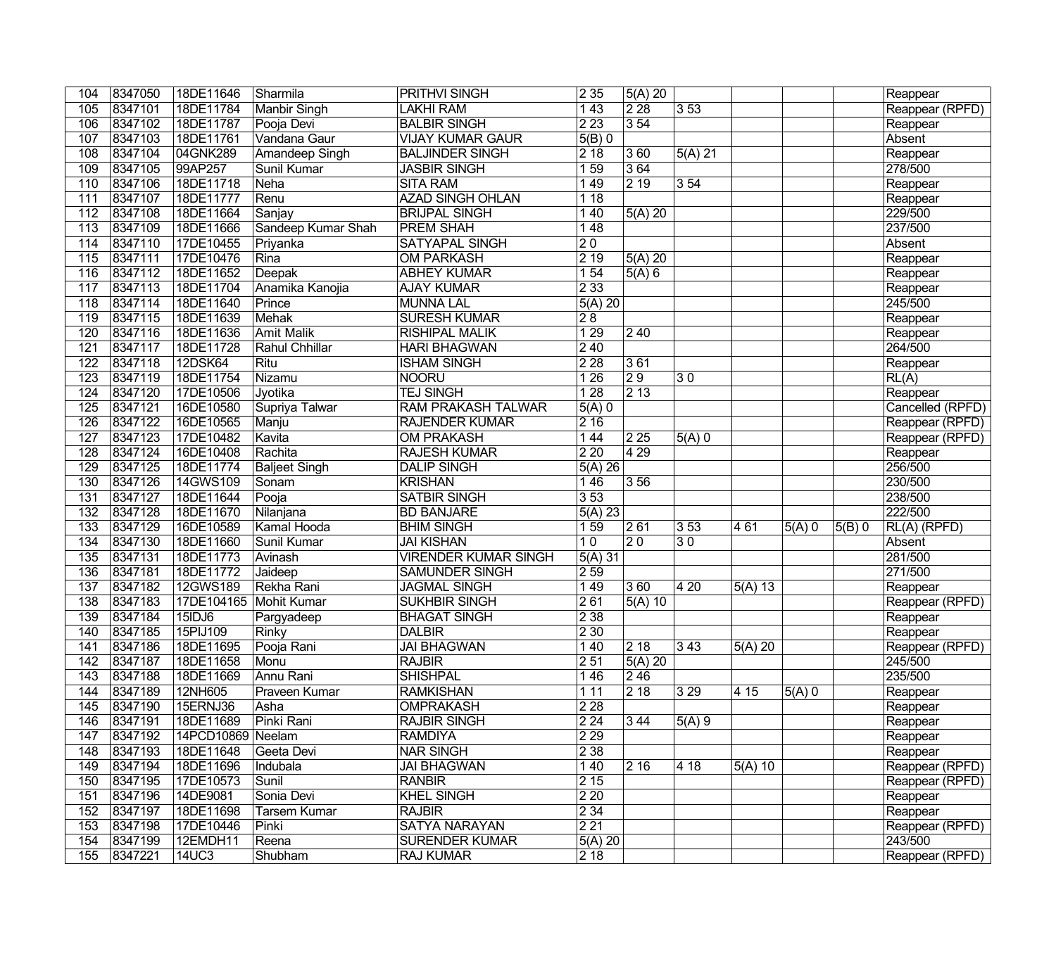| 104 | 8347050 | 18DE11646 | Sharmila | PRITHVI SINGH | 2 35 | 5(A) 20 | | | | | Reappear |
|---|---|---|---|---|---|---|---|---|---|---|---|
| 105 | 8347101 | 18DE11784 | Manbir Singh | LAKHI RAM | 1 43 | 2 28 | 3 53 | | | | Reappear (RPFD) |
| 106 | 8347102 | 18DE11787 | Pooja Devi | BALBIR SINGH | 2 23 | 3 54 | | | | | Reappear |
| 107 | 8347103 | 18DE11761 | Vandana Gaur | VIJAY KUMAR GAUR | 5(B) 0 | | | | | | Absent |
| 108 | 8347104 | 04GNK289 | Amandeep Singh | BALJINDER SINGH | 2 18 | 3 60 | 5(A) 21 | | | | Reappear |
| 109 | 8347105 | 99AP257 | Sunil Kumar | JASBIR SINGH | 1 59 | 3 64 | | | | | 278/500 |
| 110 | 8347106 | 18DE11718 | Neha | SITA RAM | 1 49 | 2 19 | 3 54 | | | | Reappear |
| 111 | 8347107 | 18DE11777 | Renu | AZAD SINGH OHLAN | 1 18 | | | | | | Reappear |
| 112 | 8347108 | 18DE11664 | Sanjay | BRIJPAL SINGH | 1 40 | 5(A) 20 | | | | | 229/500 |
| 113 | 8347109 | 18DE11666 | Sandeep Kumar Shah | PREM SHAH | 1 48 | | | | | | 237/500 |
| 114 | 8347110 | 17DE10455 | Priyanka | SATYAPAL SINGH | 2 0 | | | | | | Absent |
| 115 | 8347111 | 17DE10476 | Rina | OM PARKASH | 2 19 | 5(A) 20 | | | | | Reappear |
| 116 | 8347112 | 18DE11652 | Deepak | ABHEY KUMAR | 1 54 | 5(A) 6 | | | | | Reappear |
| 117 | 8347113 | 18DE11704 | Anamika Kanojia | AJAY KUMAR | 2 33 | | | | | | Reappear |
| 118 | 8347114 | 18DE11640 | Prince | MUNNA LAL | 5(A) 20 | | | | | | 245/500 |
| 119 | 8347115 | 18DE11639 | Mehak | SURESH KUMAR | 2 8 | | | | | | Reappear |
| 120 | 8347116 | 18DE11636 | Amit Malik | RISHIPAL MALIK | 1 29 | 2 40 | | | | | Reappear |
| 121 | 8347117 | 18DE11728 | Rahul Chhillar | HARI BHAGWAN | 2 40 | | | | | | 264/500 |
| 122 | 8347118 | 12DSK64 | Ritu | ISHAM SINGH | 2 28 | 3 61 | | | | | Reappear |
| 123 | 8347119 | 18DE11754 | Nizamu | NOORU | 1 26 | 2 9 | 3 0 | | | | RL(A) |
| 124 | 8347120 | 17DE10506 | Jyotika | TEJ SINGH | 1 28 | 2 13 | | | | | Reappear |
| 125 | 8347121 | 16DE10580 | Supriya Talwar | RAM PRAKASH TALWAR | 5(A) 0 | | | | | | Cancelled (RPFD) |
| 126 | 8347122 | 16DE10565 | Manju | RAJENDER KUMAR | 2 16 | | | | | | Reappear (RPFD) |
| 127 | 8347123 | 17DE10482 | Kavita | OM PRAKASH | 1 44 | 2 25 | 5(A) 0 | | | | Reappear (RPFD) |
| 128 | 8347124 | 16DE10408 | Rachita | RAJESH KUMAR | 2 20 | 4 29 | | | | | Reappear |
| 129 | 8347125 | 18DE11774 | Baljeet Singh | DALIP SINGH | 5(A) 26 | | | | | | 256/500 |
| 130 | 8347126 | 14GWS109 | Sonam | KRISHAN | 1 46 | 3 56 | | | | | 230/500 |
| 131 | 8347127 | 18DE11644 | Pooja | SATBIR SINGH | 3 53 | | | | | | 238/500 |
| 132 | 8347128 | 18DE11670 | Nilanjana | BD BANJARE | 5(A) 23 | | | | | | 222/500 |
| 133 | 8347129 | 16DE10589 | Kamal Hooda | BHIM SINGH | 1 59 | 2 61 | 3 53 | 4 61 | 5(A) 0 | 5(B) 0 | RL(A) (RPFD) |
| 134 | 8347130 | 18DE11660 | Sunil Kumar | JAI KISHAN | 1 0 | 2 0 | 3 0 | | | | Absent |
| 135 | 8347131 | 18DE11773 | Avinash | VIRENDER KUMAR SINGH | 5(A) 31 | | | | | | 281/500 |
| 136 | 8347181 | 18DE11772 | Jaideep | SAMUNDER SINGH | 2 59 | | | | | | 271/500 |
| 137 | 8347182 | 12GWS189 | Rekha Rani | JAGMAL SINGH | 1 49 | 3 60 | 4 20 | 5(A) 13 | | | Reappear |
| 138 | 8347183 | 17DE104165 | Mohit Kumar | SUKHBIR SINGH | 2 61 | 5(A) 10 | | | | | Reappear (RPFD) |
| 139 | 8347184 | 15IDJ6 | Pargyadeep | BHAGAT SINGH | 2 38 | | | | | | Reappear |
| 140 | 8347185 | 15PIJ109 | Rinky | DALBIR | 2 30 | | | | | | Reappear |
| 141 | 8347186 | 18DE11695 | Pooja Rani | JAI BHAGWAN | 1 40 | 2 18 | 3 43 | 5(A) 20 | | | Reappear (RPFD) |
| 142 | 8347187 | 18DE11658 | Monu | RAJBIR | 2 51 | 5(A) 20 | | | | | 245/500 |
| 143 | 8347188 | 18DE11669 | Annu Rani | SHISHPAL | 1 46 | 2 46 | | | | | 235/500 |
| 144 | 8347189 | 12NH605 | Praveen Kumar | RAMKISHAN | 1 11 | 2 18 | 3 29 | 4 15 | 5(A) 0 | | Reappear |
| 145 | 8347190 | 15ERNJ36 | Asha | OMPRAKASH | 2 28 | | | | | | Reappear |
| 146 | 8347191 | 18DE11689 | Pinki Rani | RAJBIR SINGH | 2 24 | 3 44 | 5(A) 9 | | | | Reappear |
| 147 | 8347192 | 14PCD10869 | Neelam | RAMDIYA | 2 29 | | | | | | Reappear |
| 148 | 8347193 | 18DE11648 | Geeta Devi | NAR SINGH | 2 38 | | | | | | Reappear |
| 149 | 8347194 | 18DE11696 | Indubala | JAI BHAGWAN | 1 40 | 2 16 | 4 18 | 5(A) 10 | | | Reappear (RPFD) |
| 150 | 8347195 | 17DE10573 | Sunil | RANBIR | 2 15 | | | | | | Reappear (RPFD) |
| 151 | 8347196 | 14DE9081 | Sonia Devi | KHEL SINGH | 2 20 | | | | | | Reappear |
| 152 | 8347197 | 18DE11698 | Tarsem Kumar | RAJBIR | 2 34 | | | | | | Reappear |
| 153 | 8347198 | 17DE10446 | Pinki | SATYA NARAYAN | 2 21 | | | | | | Reappear (RPFD) |
| 154 | 8347199 | 12EMDH11 | Reena | SURENDER KUMAR | 5(A) 20 | | | | | | 243/500 |
| 155 | 8347221 | 14UC3 | Shubham | RAJ KUMAR | 2 18 | | | | | | Reappear (RPFD) |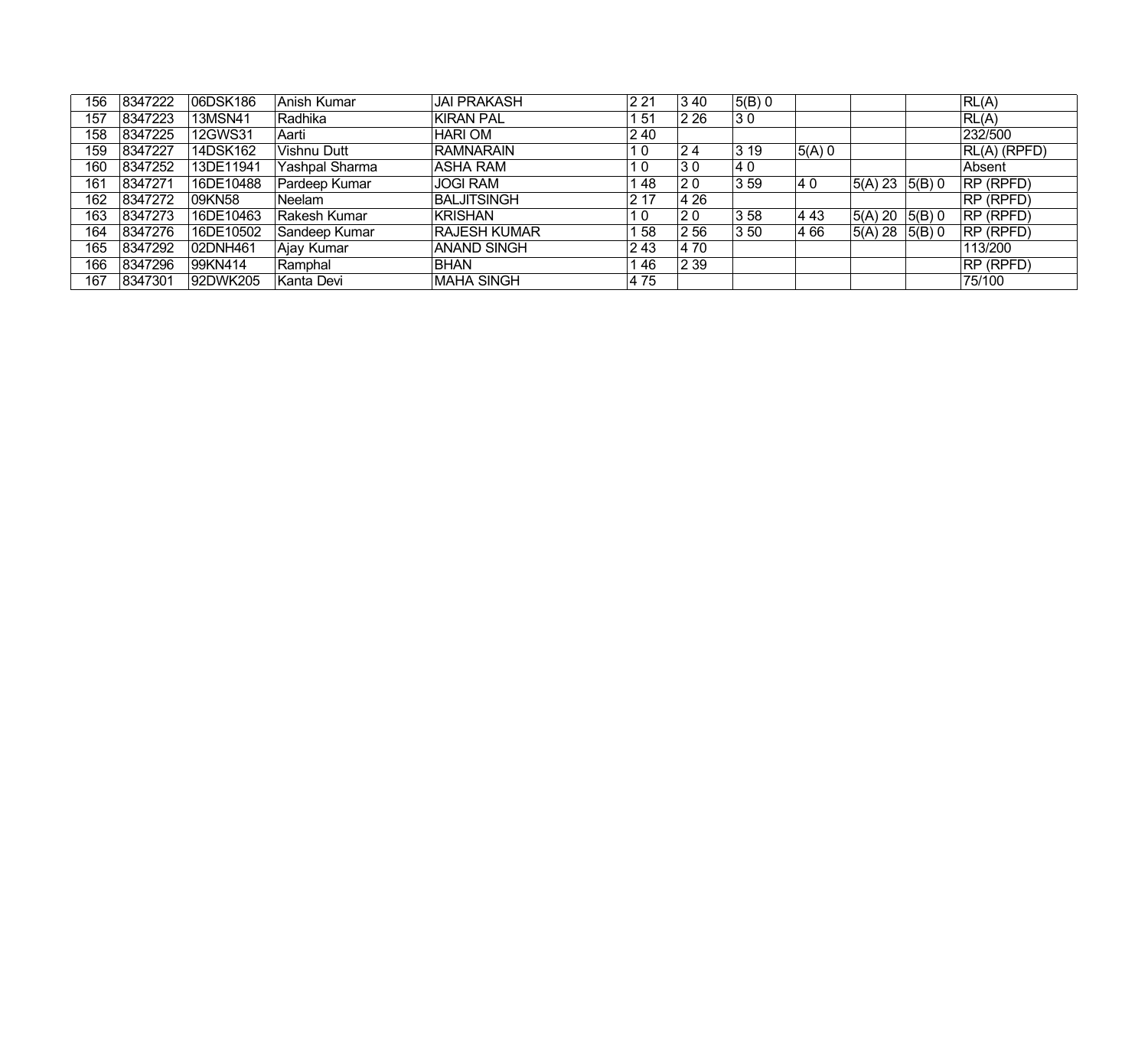| | | | | | | | | | | | |
|---|---|---|---|---|---|---|---|---|---|---|---|
| 156 | 8347222 | 06DSK186 | Anish Kumar | JAI PRAKASH | 2 21 | 3 40 | 5(B) 0 | | | | RL(A) |
| 157 | 8347223 | 13MSN41 | Radhika | KIRAN PAL | 1 51 | 2 26 | 3 0 | | | | RL(A) |
| 158 | 8347225 | 12GWS31 | Aarti | HARI OM | 2 40 | | | | | | 232/500 |
| 159 | 8347227 | 14DSK162 | Vishnu Dutt | RAMNARAIN | 1 0 | 2 4 | 3 19 | 5(A) 0 | | | RL(A) (RPFD) |
| 160 | 8347252 | 13DE11941 | Yashpal Sharma | ASHA RAM | 1 0 | 3 0 | 4 0 | | | | Absent |
| 161 | 8347271 | 16DE10488 | Pardeep Kumar | JOGI RAM | 1 48 | 2 0 | 3 59 | 4 0 | 5(A) 23 | 5(B) 0 | RP (RPFD) |
| 162 | 8347272 | 09KN58 | Neelam | BALJITSINGH | 2 17 | 4 26 | | | | | RP (RPFD) |
| 163 | 8347273 | 16DE10463 | Rakesh Kumar | KRISHAN | 1 0 | 2 0 | 3 58 | 4 43 | 5(A) 20 | 5(B) 0 | RP (RPFD) |
| 164 | 8347276 | 16DE10502 | Sandeep Kumar | RAJESH KUMAR | 1 58 | 2 56 | 3 50 | 4 66 | 5(A) 28 | 5(B) 0 | RP (RPFD) |
| 165 | 8347292 | 02DNH461 | Ajay Kumar | ANAND SINGH | 2 43 | 4 70 | | | | | 113/200 |
| 166 | 8347296 | 99KN414 | Ramphal | BHAN | 1 46 | 2 39 | | | | | RP (RPFD) |
| 167 | 8347301 | 92DWK205 | Kanta Devi | MAHA SINGH | 4 75 | | | | | | 75/100 |